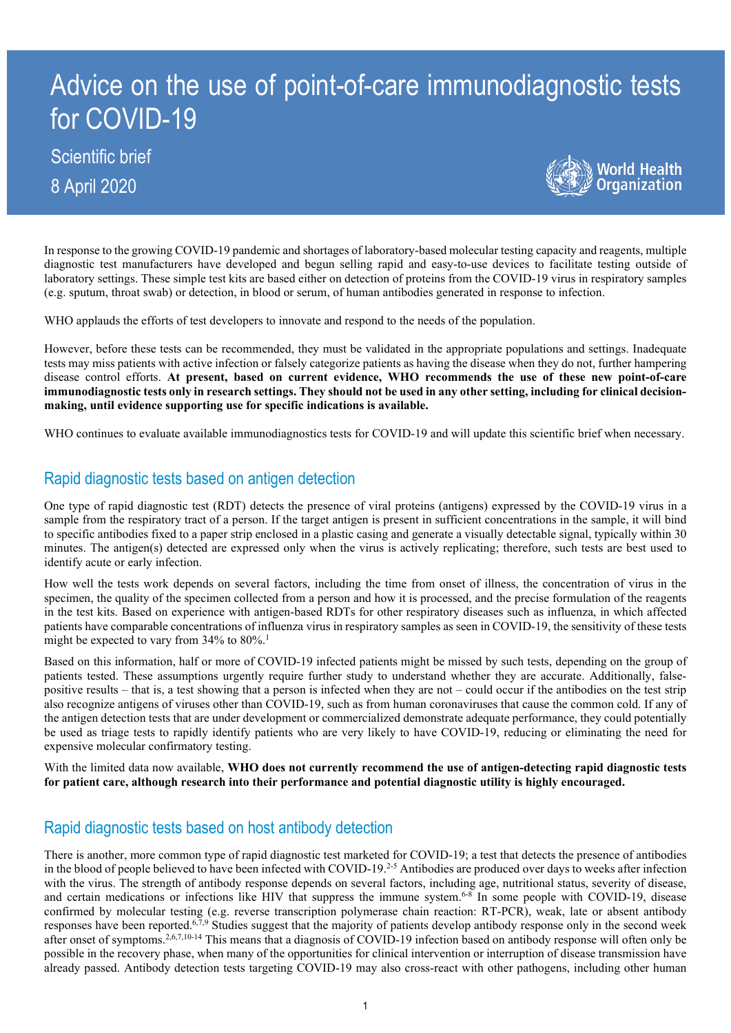# Advice on the use of point-of-care immunodiagnostic tests for COVID-19

Scientific brief

8 April 2020

In response to the growing COVID-19 pandemic and shortages of laboratory-based molecular testing capacity and reagents, multiple diagnostic test manufacturers have developed and begun selling rapid and easy-to-use devices to facilitate testing outside of laboratory settings. These simple test kits are based either on detection of proteins from the COVID-19 virus in respiratory samples (e.g. sputum, throat swab) or detection, in blood or serum, of human antibodies generated in response to infection.

WHO applauds the efforts of test developers to innovate and respond to the needs of the population.

However, before these tests can be recommended, they must be validated in the appropriate populations and settings. Inadequate tests may miss patients with active infection or falsely categorize patients as having the disease when they do not, further hampering disease control efforts. **At present, based on current evidence, WHO recommends the use of these new point-of-care immunodiagnostic tests only in research settings. They should not be used in any other setting, including for clinical decision-making, until evidence supporting use for specific indications is available.**

WHO continues to evaluate available immunodiagnostics tests for COVID-19 and will update this scientific brief when necessary.

## Rapid diagnostic tests based on antigen detection

One type of rapid diagnostic test (RDT) detects the presence of viral proteins (antigens) expressed by the COVID-19 virus in a sample from the respiratory tract of a person. If the target antigen is present in sufficient concentrations in the sample, it will bind to specific antibodies fixed to a paper strip enclosed in a plastic casing and generate a visually detectable signal, typically within 30 minutes. The antigen(s) detected are expressed only when the virus is actively replicating; therefore, such tests are best used to identify acute or early infection.

How well the tests work depends on several factors, including the time from onset of illness, the concentration of virus in the specimen, the quality of the specimen collected from a person and how it is processed, and the precise formulation of the reagents in the test kits. Based on experience with antigen-based RDTs for other respiratory diseases such as influenza, in which affected patients have comparable concentrations of influenza virus in respiratory samples as seen in COVID-19, the sensitivity of these tests might be expected to vary from 34% to 80%.[1]

Based on this information, half or more of COVID-19 infected patients might be missed by such tests, depending on the group of patients tested. These assumptions urgently require further study to understand whether they are accurate. Additionally, false-positive results – that is, a test showing that a person is infected when they are not – could occur if the antibodies on the test strip also recognize antigens of viruses other than COVID-19, such as from human coronaviruses that cause the common cold. If any of the antigen detection tests that are under development or commercialized demonstrate adequate performance, they could potentially be used as triage tests to rapidly identify patients who are very likely to have COVID-19, reducing or eliminating the need for expensive molecular confirmatory testing.

With the limited data now available, **WHO does not currently recommend the use of antigen-detecting rapid diagnostic tests for patient care, although research into their performance and potential diagnostic utility is highly encouraged.**

## Rapid diagnostic tests based on host antibody detection

There is another, more common type of rapid diagnostic test marketed for COVID-19; a test that detects the presence of antibodies in the blood of people believed to have been infected with COVID-19.[2-5] Antibodies are produced over days to weeks after infection with the virus. The strength of antibody response depends on several factors, including age, nutritional status, severity of disease, and certain medications or infections like HIV that suppress the immune system.[6-8] In some people with COVID-19, disease confirmed by molecular testing (e.g. reverse transcription polymerase chain reaction: RT-PCR), weak, late or absent antibody responses have been reported.[6,7,9] Studies suggest that the majority of patients develop antibody response only in the second week after onset of symptoms.[2,6,7,10-14] This means that a diagnosis of COVID-19 infection based on antibody response will often only be possible in the recovery phase, when many of the opportunities for clinical intervention or interruption of disease transmission have already passed. Antibody detection tests targeting COVID-19 may also cross-react with other pathogens, including other human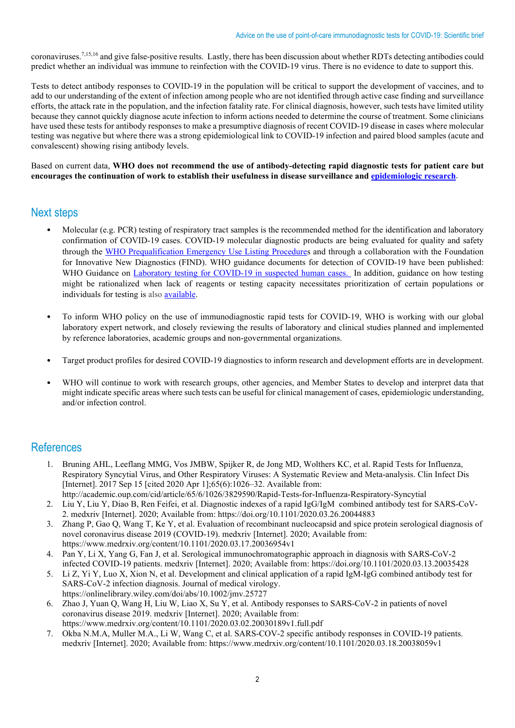coronaviruses.[7,15,16] and give false-positive results. Lastly, there has been discussion about whether RDTs detecting antibodies could predict whether an individual was immune to reinfection with the COVID-19 virus. There is no evidence to date to support this.

Tests to detect antibody responses to COVID-19 in the population will be critical to support the development of vaccines, and to add to our understanding of the extent of infection among people who are not identified through active case finding and surveillance efforts, the attack rate in the population, and the infection fatality rate. For clinical diagnosis, however, such tests have limited utility because they cannot quickly diagnose acute infection to inform actions needed to determine the course of treatment. Some clinicians have used these tests for antibody responses to make a presumptive diagnosis of recent COVID-19 disease in cases where molecular testing was negative but where there was a strong epidemiological link to COVID-19 infection and paired blood samples (acute and convalescent) showing rising antibody levels.

Based on current data, **WHO does not recommend the use of antibody-detecting rapid diagnostic tests for patient care but encourages the continuation of work to establish their usefulness in disease surveillance and epidemiologic research**.

## Next steps

- Molecular (e.g. PCR) testing of respiratory tract samples is the recommended method for the identification and laboratory confirmation of COVID-19 cases. COVID-19 molecular diagnostic products are being evaluated for quality and safety through the WHO Prequalification Emergency Use Listing Procedures and through a collaboration with the Foundation for Innovative New Diagnostics (FIND). WHO guidance documents for detection of COVID-19 have been published: WHO Guidance on Laboratory testing for COVID-19 in suspected human cases. In addition, guidance on how testing might be rationalized when lack of reagents or testing capacity necessitates prioritization of certain populations or individuals for testing is also available.

- To inform WHO policy on the use of immunodiagnostic rapid tests for COVID-19, WHO is working with our global laboratory expert network, and closely reviewing the results of laboratory and clinical studies planned and implemented by reference laboratories, academic groups and non-governmental organizations.

- Target product profiles for desired COVID-19 diagnostics to inform research and development efforts are in development.

- WHO will continue to work with research groups, other agencies, and Member States to develop and interpret data that might indicate specific areas where such tests can be useful for clinical management of cases, epidemiologic understanding, and/or infection control.

## References

1. Bruning AHL, Leeflang MMG, Vos JMBW, Spijker R, de Jong MD, Wolthers KC, et al. Rapid Tests for Influenza, Respiratory Syncytial Virus, and Other Respiratory Viruses: A Systematic Review and Meta-analysis. Clin Infect Dis [Internet]. 2017 Sep 15 [cited 2020 Apr 1];65(6):1026–32. Available from: http://academic.oup.com/cid/article/65/6/1026/3829590/Rapid-Tests-for-Influenza-Respiratory-Syncytial
2. Liu Y, Liu Y, Diao B, Ren Feifei, et al. Diagnostic indexes of a rapid IgG/IgM combined antibody test for SARS-CoV-2. medxriv [Internet]. 2020; Available from: https://doi.org/10.1101/2020.03.26.20044883
3. Zhang P, Gao Q, Wang T, Ke Y, et al. Evaluation of recombinant nucleocapsid and spice protein serological diagnosis of novel coronavirus disease 2019 (COVID-19). medxriv [Internet]. 2020; Available from: https://www.medrxiv.org/content/10.1101/2020.03.17.20036954v1
4. Pan Y, Li X, Yang G, Fan J, et al. Serological immunochromatographic approach in diagnosis with SARS-CoV-2 infected COVID-19 patients. medxriv [Internet]. 2020; Available from: https://doi.org/10.1101/2020.03.13.20035428
5. Li Z, Yi Y, Luo X, Xion N, et al. Development and clinical application of a rapid IgM-IgG combined antibody test for SARS-CoV-2 infection diagnosis. Journal of medical virology. https://onlinelibrary.wiley.com/doi/abs/10.1002/jmv.25727
6. Zhao J, Yuan Q, Wang H, Liu W, Liao X, Su Y, et al. Antibody responses to SARS-CoV-2 in patients of novel coronavirus disease 2019. medxriv [Internet]. 2020; Available from: https://www.medrxiv.org/content/10.1101/2020.03.02.20030189v1.full.pdf
7. Okba N.M.A, Muller M.A., Li W, Wang C, et al. SARS-COV-2 specific antibody responses in COVID-19 patients. medxriv [Internet]. 2020; Available from: https://www.medrxiv.org/content/10.1101/2020.03.18.20038059v1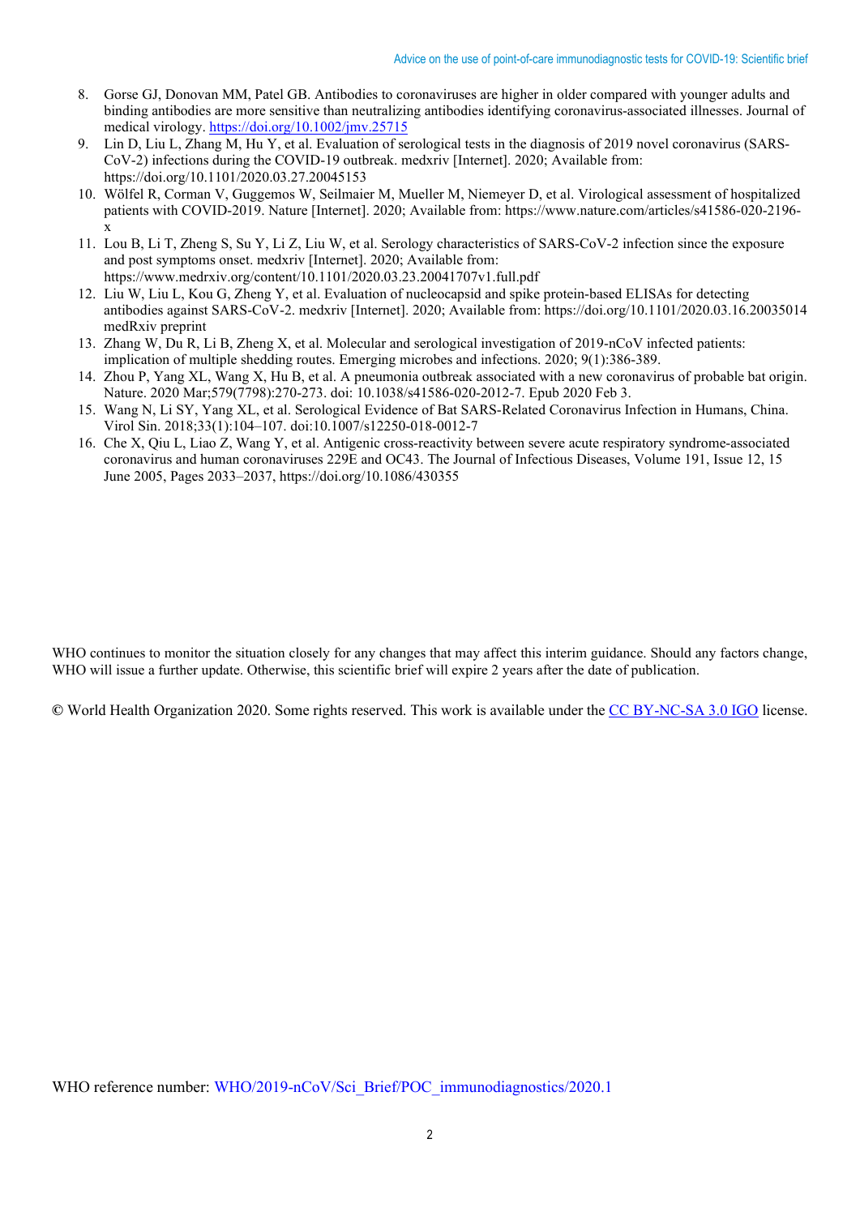8. Gorse GJ, Donovan MM, Patel GB. Antibodies to coronaviruses are higher in older compared with younger adults and binding antibodies are more sensitive than neutralizing antibodies identifying coronavirus-associated illnesses. Journal of medical virology. https://doi.org/10.1002/jmv.25715
9. Lin D, Liu L, Zhang M, Hu Y, et al. Evaluation of serological tests in the diagnosis of 2019 novel coronavirus (SARS-CoV-2) infections during the COVID-19 outbreak. medxriv [Internet]. 2020; Available from: https://doi.org/10.1101/2020.03.27.20045153
10. Wölfel R, Corman V, Guggemos W, Seilmaier M, Mueller M, Niemeyer D, et al. Virological assessment of hospitalized patients with COVID-2019. Nature [Internet]. 2020; Available from: https://www.nature.com/articles/s41586-020-2196-x
11. Lou B, Li T, Zheng S, Su Y, Li Z, Liu W, et al. Serology characteristics of SARS-CoV-2 infection since the exposure and post symptoms onset. medxriv [Internet]. 2020; Available from: https://www.medrxiv.org/content/10.1101/2020.03.23.20041707v1.full.pdf
12. Liu W, Liu L, Kou G, Zheng Y, et al. Evaluation of nucleocapsid and spike protein-based ELISAs for detecting antibodies against SARS-CoV-2. medxriv [Internet]. 2020; Available from: https://doi.org/10.1101/2020.03.16.20035014 medRxiv preprint
13. Zhang W, Du R, Li B, Zheng X, et al. Molecular and serological investigation of 2019-nCoV infected patients: implication of multiple shedding routes. Emerging microbes and infections. 2020; 9(1):386-389.
14. Zhou P, Yang XL, Wang X, Hu B, et al. A pneumonia outbreak associated with a new coronavirus of probable bat origin. Nature. 2020 Mar;579(7798):270-273. doi: 10.1038/s41586-020-2012-7. Epub 2020 Feb 3.
15. Wang N, Li SY, Yang XL, et al. Serological Evidence of Bat SARS-Related Coronavirus Infection in Humans, China. Virol Sin. 2018;33(1):104–107. doi:10.1007/s12250-018-0012-7
16. Che X, Qiu L, Liao Z, Wang Y, et al. Antigenic cross-reactivity between severe acute respiratory syndrome-associated coronavirus and human coronaviruses 229E and OC43. The Journal of Infectious Diseases, Volume 191, Issue 12, 15 June 2005, Pages 2033–2037, https://doi.org/10.1086/430355

WHO continues to monitor the situation closely for any changes that may affect this interim guidance. Should any factors change, WHO will issue a further update. Otherwise, this scientific brief will expire 2 years after the date of publication.

© World Health Organization 2020. Some rights reserved. This work is available under the CC BY-NC-SA 3.0 IGO license.

WHO reference number: WHO/2019-nCoV/Sci_Brief/POC_immunodiagnostics/2020.1